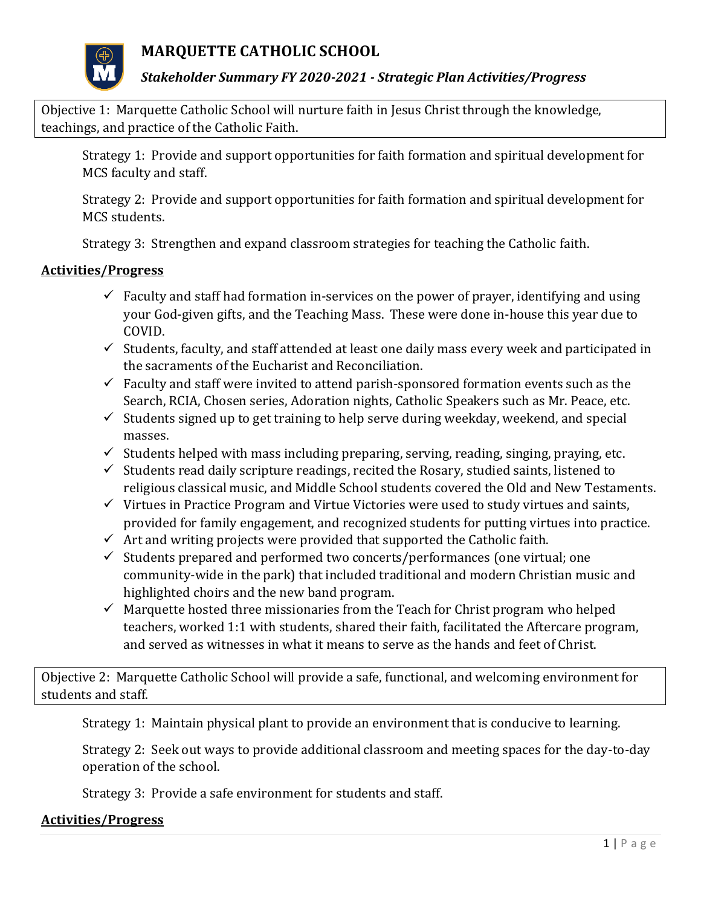# MARQUETTE CATHOLIC SCHOOL

## *Stakeholder Summary FY 2020-2021 - Strategic Plan Activities/Progress*

Objective 1: Marquette Catholic School will nurture faith in Jesus Christ through the knowledge, teachings, and practice of the Catholic Faith.

Strategy 1: Provide and support opportunities for faith formation and spiritual development for MCS faculty and staff.

Strategy 2: Provide and support opportunities for faith formation and spiritual development for MCS students.

Strategy 3: Strengthen and expand classroom strategies for teaching the Catholic faith.

**Activities/Progress**

- ✓ Faculty and staff had formation in-services on the power of prayer, identifying and using your God-given gifts, and the Teaching Mass. These were done in-house this year due to COVID.
- ✓ Students, faculty, and staff attended at least one daily mass every week and participated in the sacraments of the Eucharist and Reconciliation.
- ✓ Faculty and staff were invited to attend parish-sponsored formation events such as the Search, RCIA, Chosen series, Adoration nights, Catholic Speakers such as Mr. Peace, etc.
- ✓ Students signed up to get training to help serve during weekday, weekend, and special masses.
- ✓ Students helped with mass including preparing, serving, reading, singing, praying, etc.
- ✓ Students read daily scripture readings, recited the Rosary, studied saints, listened to religious classical music, and Middle School students covered the Old and New Testaments.
- ✓ Virtues in Practice Program and Virtue Victories were used to study virtues and saints, provided for family engagement, and recognized students for putting virtues into practice.
- ✓ Art and writing projects were provided that supported the Catholic faith.
- ✓ Students prepared and performed two concerts/performances (one virtual; one community-wide in the park) that included traditional and modern Christian music and highlighted choirs and the new band program.
- ✓ Marquette hosted three missionaries from the Teach for Christ program who helped teachers, worked 1:1 with students, shared their faith, facilitated the Aftercare program, and served as witnesses in what it means to serve as the hands and feet of Christ.

Objective 2: Marquette Catholic School will provide a safe, functional, and welcoming environment for students and staff.

Strategy 1: Maintain physical plant to provide an environment that is conducive to learning.

Strategy 2: Seek out ways to provide additional classroom and meeting spaces for the day-to-day operation of the school.

Strategy 3: Provide a safe environment for students and staff.

**Activities/Progress**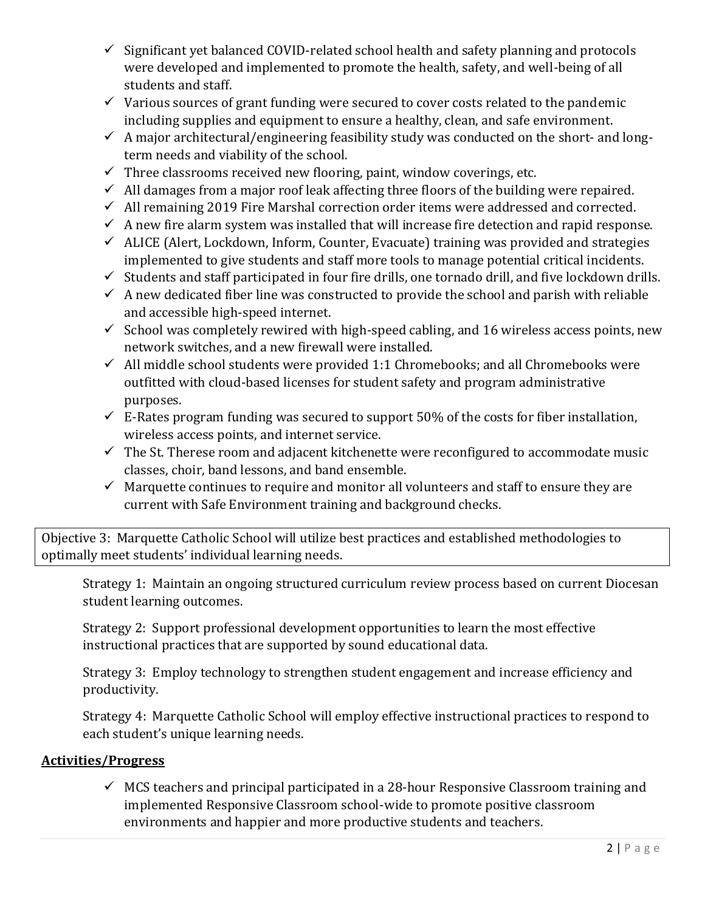- ✓ Significant yet balanced COVID-related school health and safety planning and protocols were developed and implemented to promote the health, safety, and well-being of all students and staff.
- ✓ Various sources of grant funding were secured to cover costs related to the pandemic including supplies and equipment to ensure a healthy, clean, and safe environment.
- ✓ A major architectural/engineering feasibility study was conducted on the short- and long-term needs and viability of the school.
- ✓ Three classrooms received new flooring, paint, window coverings, etc.
- ✓ All damages from a major roof leak affecting three floors of the building were repaired.
- ✓ All remaining 2019 Fire Marshal correction order items were addressed and corrected.
- ✓ A new fire alarm system was installed that will increase fire detection and rapid response.
- ✓ ALICE (Alert, Lockdown, Inform, Counter, Evacuate) training was provided and strategies implemented to give students and staff more tools to manage potential critical incidents.
- ✓ Students and staff participated in four fire drills, one tornado drill, and five lockdown drills.
- ✓ A new dedicated fiber line was constructed to provide the school and parish with reliable and accessible high-speed internet.
- ✓ School was completely rewired with high-speed cabling, and 16 wireless access points, new network switches, and a new firewall were installed.
- ✓ All middle school students were provided 1:1 Chromebooks; and all Chromebooks were outfitted with cloud-based licenses for student safety and program administrative purposes.
- ✓ E-Rates program funding was secured to support 50% of the costs for fiber installation, wireless access points, and internet service.
- ✓ The St. Therese room and adjacent kitchenette were reconfigured to accommodate music classes, choir, band lessons, and band ensemble.
- ✓ Marquette continues to require and monitor all volunteers and staff to ensure they are current with Safe Environment training and background checks.

Objective 3: Marquette Catholic School will utilize best practices and established methodologies to optimally meet students' individual learning needs.

Strategy 1: Maintain an ongoing structured curriculum review process based on current Diocesan student learning outcomes.

Strategy 2: Support professional development opportunities to learn the most effective instructional practices that are supported by sound educational data.

Strategy 3: Employ technology to strengthen student engagement and increase efficiency and productivity.

Strategy 4: Marquette Catholic School will employ effective instructional practices to respond to each student's unique learning needs.

**Activities/Progress**

- ✓ MCS teachers and principal participated in a 28-hour Responsive Classroom training and implemented Responsive Classroom school-wide to promote positive classroom environments and happier and more productive students and teachers.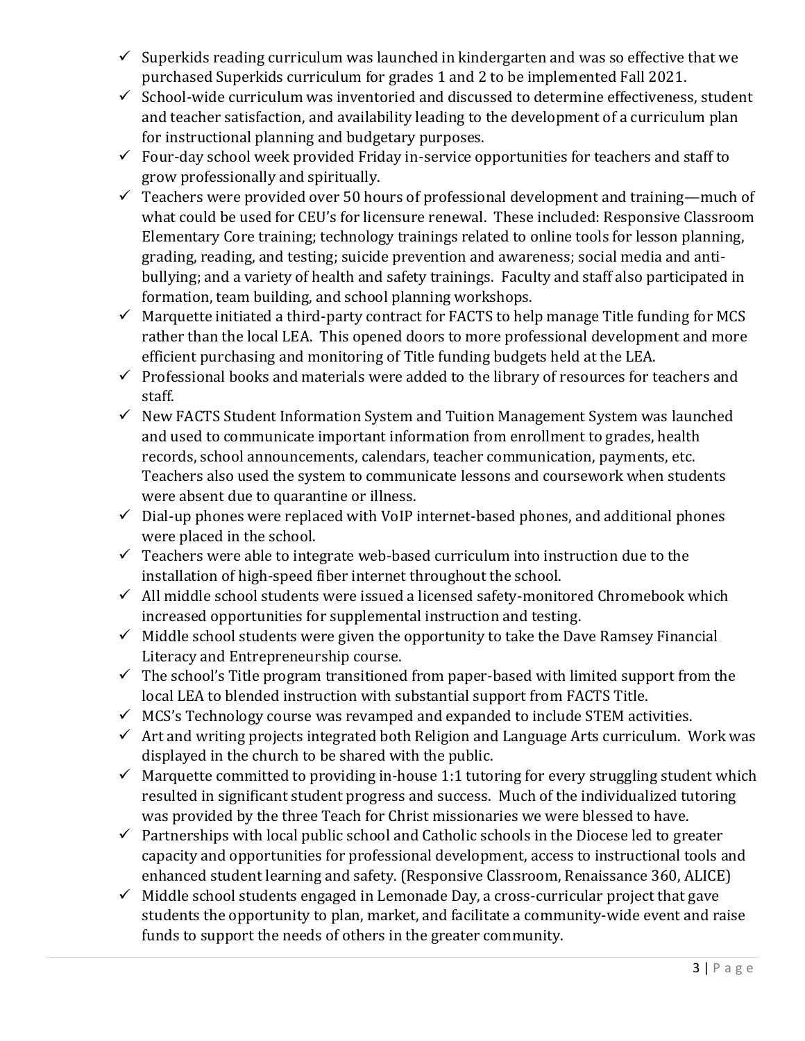- ✓ Superkids reading curriculum was launched in kindergarten and was so effective that we purchased Superkids curriculum for grades 1 and 2 to be implemented Fall 2021.
- ✓ School-wide curriculum was inventoried and discussed to determine effectiveness, student and teacher satisfaction, and availability leading to the development of a curriculum plan for instructional planning and budgetary purposes.
- ✓ Four-day school week provided Friday in-service opportunities for teachers and staff to grow professionally and spiritually.
- ✓ Teachers were provided over 50 hours of professional development and training—much of what could be used for CEU's for licensure renewal. These included: Responsive Classroom Elementary Core training; technology trainings related to online tools for lesson planning, grading, reading, and testing; suicide prevention and awareness; social media and anti-bullying; and a variety of health and safety trainings. Faculty and staff also participated in formation, team building, and school planning workshops.
- ✓ Marquette initiated a third-party contract for FACTS to help manage Title funding for MCS rather than the local LEA. This opened doors to more professional development and more efficient purchasing and monitoring of Title funding budgets held at the LEA.
- ✓ Professional books and materials were added to the library of resources for teachers and staff.
- ✓ New FACTS Student Information System and Tuition Management System was launched and used to communicate important information from enrollment to grades, health records, school announcements, calendars, teacher communication, payments, etc. Teachers also used the system to communicate lessons and coursework when students were absent due to quarantine or illness.
- ✓ Dial-up phones were replaced with VoIP internet-based phones, and additional phones were placed in the school.
- ✓ Teachers were able to integrate web-based curriculum into instruction due to the installation of high-speed fiber internet throughout the school.
- ✓ All middle school students were issued a licensed safety-monitored Chromebook which increased opportunities for supplemental instruction and testing.
- ✓ Middle school students were given the opportunity to take the Dave Ramsey Financial Literacy and Entrepreneurship course.
- ✓ The school's Title program transitioned from paper-based with limited support from the local LEA to blended instruction with substantial support from FACTS Title.
- ✓ MCS's Technology course was revamped and expanded to include STEM activities.
- ✓ Art and writing projects integrated both Religion and Language Arts curriculum. Work was displayed in the church to be shared with the public.
- ✓ Marquette committed to providing in-house 1:1 tutoring for every struggling student which resulted in significant student progress and success. Much of the individualized tutoring was provided by the three Teach for Christ missionaries we were blessed to have.
- ✓ Partnerships with local public school and Catholic schools in the Diocese led to greater capacity and opportunities for professional development, access to instructional tools and enhanced student learning and safety. (Responsive Classroom, Renaissance 360, ALICE)
- ✓ Middle school students engaged in Lemonade Day, a cross-curricular project that gave students the opportunity to plan, market, and facilitate a community-wide event and raise funds to support the needs of others in the greater community.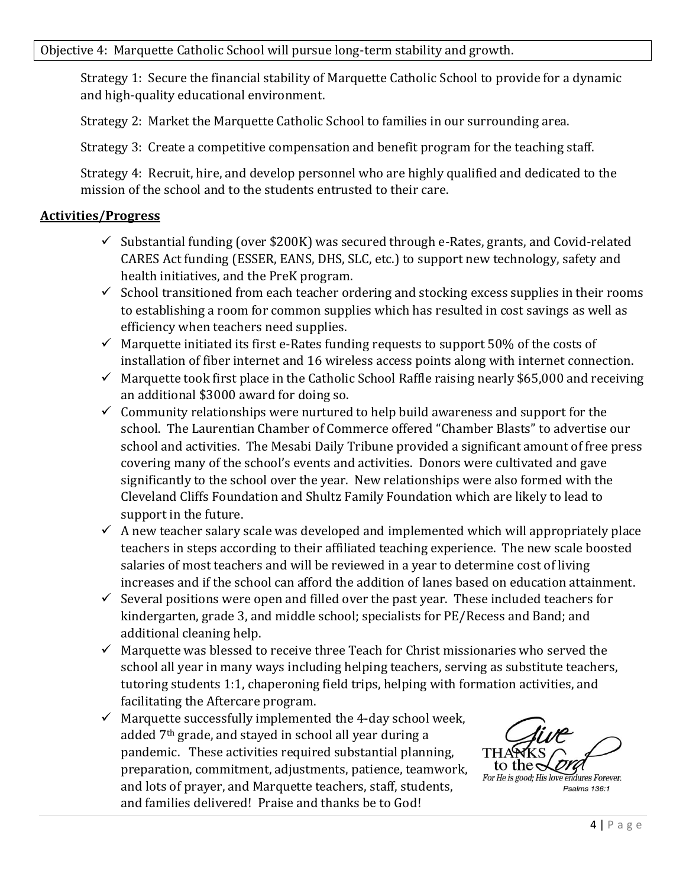Objective 4: Marquette Catholic School will pursue long-term stability and growth.

Strategy 1: Secure the financial stability of Marquette Catholic School to provide for a dynamic and high-quality educational environment.

Strategy 2: Market the Marquette Catholic School to families in our surrounding area.

Strategy 3: Create a competitive compensation and benefit program for the teaching staff.

Strategy 4: Recruit, hire, and develop personnel who are highly qualified and dedicated to the mission of the school and to the students entrusted to their care.

**Activities/Progress**

- ✓ Substantial funding (over $200K) was secured through e-Rates, grants, and Covid-related CARES Act funding (ESSER, EANS, DHS, SLC, etc.) to support new technology, safety and health initiatives, and the PreK program.
- ✓ School transitioned from each teacher ordering and stocking excess supplies in their rooms to establishing a room for common supplies which has resulted in cost savings as well as efficiency when teachers need supplies.
- ✓ Marquette initiated its first e-Rates funding requests to support 50% of the costs of installation of fiber internet and 16 wireless access points along with internet connection.
- ✓ Marquette took first place in the Catholic School Raffle raising nearly $65,000 and receiving an additional $3000 award for doing so.
- ✓ Community relationships were nurtured to help build awareness and support for the school. The Laurentian Chamber of Commerce offered "Chamber Blasts" to advertise our school and activities. The Mesabi Daily Tribune provided a significant amount of free press covering many of the school's events and activities. Donors were cultivated and gave significantly to the school over the year. New relationships were also formed with the Cleveland Cliffs Foundation and Shultz Family Foundation which are likely to lead to support in the future.
- ✓ A new teacher salary scale was developed and implemented which will appropriately place teachers in steps according to their affiliated teaching experience. The new scale boosted salaries of most teachers and will be reviewed in a year to determine cost of living increases and if the school can afford the addition of lanes based on education attainment.
- ✓ Several positions were open and filled over the past year. These included teachers for kindergarten, grade 3, and middle school; specialists for PE/Recess and Band; and additional cleaning help.
- ✓ Marquette was blessed to receive three Teach for Christ missionaries who served the school all year in many ways including helping teachers, serving as substitute teachers, tutoring students 1:1, chaperoning field trips, helping with formation activities, and facilitating the Aftercare program.
- ✓ Marquette successfully implemented the 4-day school week, added 7th grade, and stayed in school all year during a pandemic. These activities required substantial planning, preparation, commitment, adjustments, patience, teamwork, and lots of prayer, and Marquette teachers, staff, students, and families delivered! Praise and thanks be to God!

Give THANKS to the Lord

*For He is good; His love endures Forever.*
*Psalms 136:1*